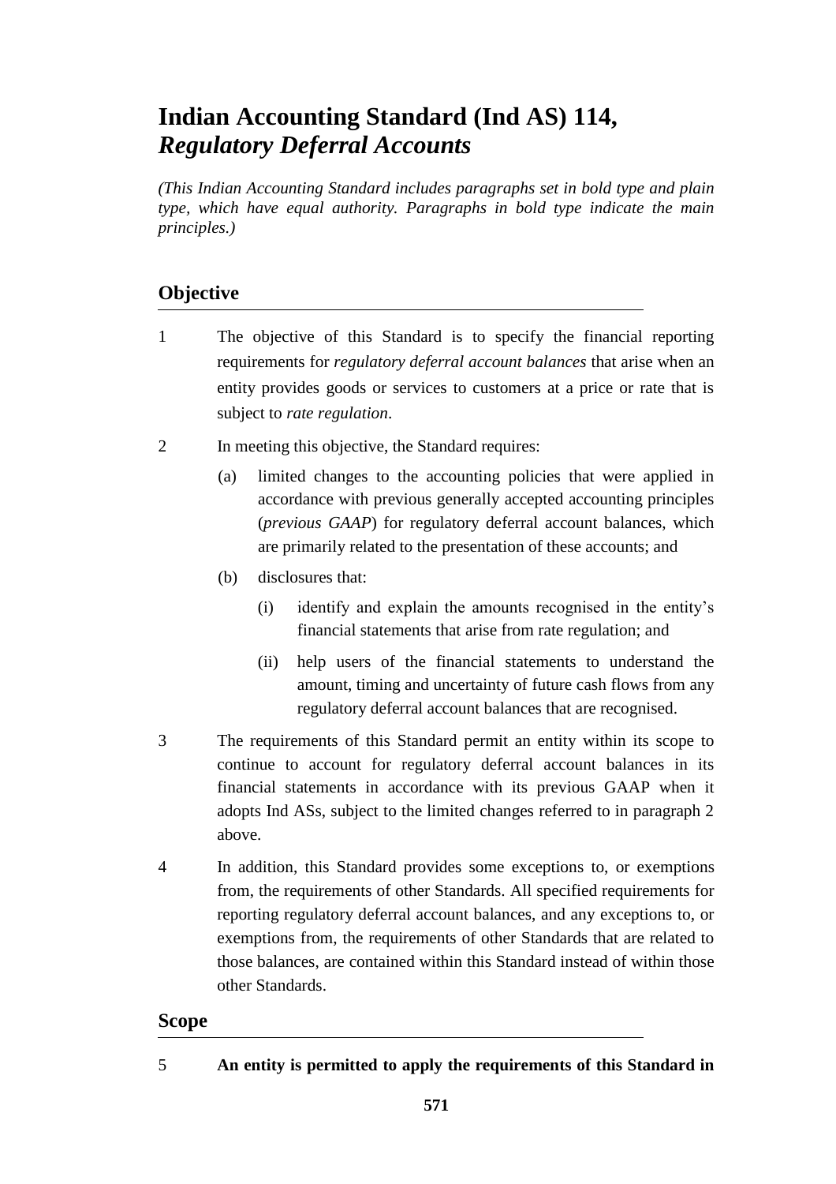# Indian Accounting Standard (Ind AS) 114, *Regulatory Deferral Accounts*

*(This Indian Accounting Standard includes paragraphs set in bold type and plain type, which have equal authority. Paragraphs in bold type indicate the main principles.)*

## Objective

1 The objective of this Standard is to specify the financial reporting requirements for *regulatory deferral account balances* that arise when an entity provides goods or services to customers at a price or rate that is subject to *rate regulation*.

2 In meeting this objective, the Standard requires:

(a) limited changes to the accounting policies that were applied in accordance with previous generally accepted accounting principles (*previous GAAP*) for regulatory deferral account balances, which are primarily related to the presentation of these accounts; and

(b) disclosures that:

(i) identify and explain the amounts recognised in the entity's financial statements that arise from rate regulation; and

(ii) help users of the financial statements to understand the amount, timing and uncertainty of future cash flows from any regulatory deferral account balances that are recognised.

3 The requirements of this Standard permit an entity within its scope to continue to account for regulatory deferral account balances in its financial statements in accordance with its previous GAAP when it adopts Ind ASs, subject to the limited changes referred to in paragraph 2 above.

4 In addition, this Standard provides some exceptions to, or exemptions from, the requirements of other Standards. All specified requirements for reporting regulatory deferral account balances, and any exceptions to, or exemptions from, the requirements of other Standards that are related to those balances, are contained within this Standard instead of within those other Standards.

## Scope

5 **An entity is permitted to apply the requirements of this Standard in**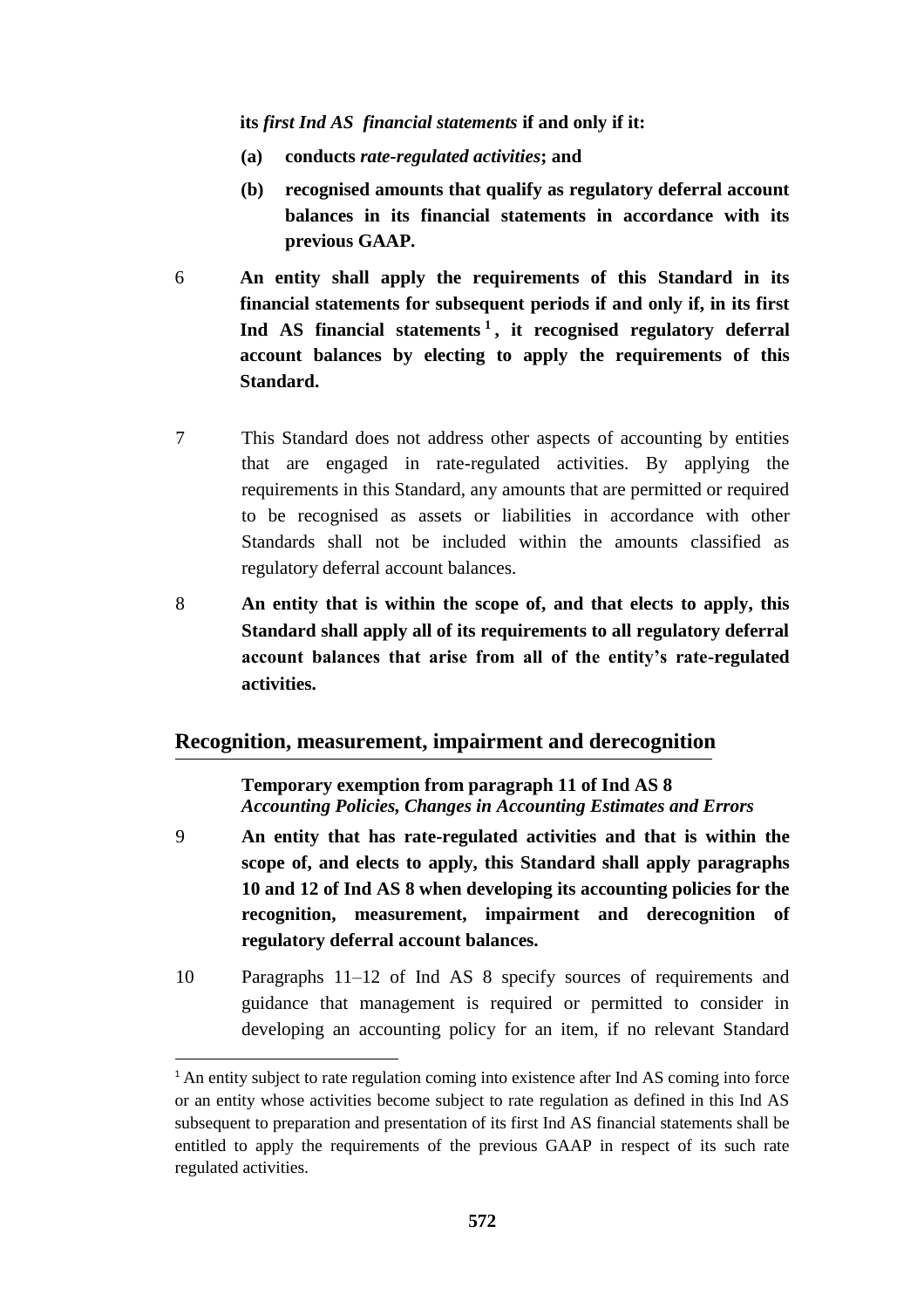**its *first Ind AS financial statements* if and only if it:**

**(a) conducts *rate-regulated activities*; and**

**(b) recognised amounts that qualify as regulatory deferral account balances in its financial statements in accordance with its previous GAAP.**

6 **An entity shall apply the requirements of this Standard in its financial statements for subsequent periods if and only if, in its first Ind AS financial statements [1], it recognised regulatory deferral account balances by electing to apply the requirements of this Standard.**

7 This Standard does not address other aspects of accounting by entities that are engaged in rate-regulated activities. By applying the requirements in this Standard, any amounts that are permitted or required to be recognised as assets or liabilities in accordance with other Standards shall not be included within the amounts classified as regulatory deferral account balances.

8 **An entity that is within the scope of, and that elects to apply, this Standard shall apply all of its requirements to all regulatory deferral account balances that arise from all of the entity's rate-regulated activities.**

## Recognition, measurement, impairment and derecognition

**Temporary exemption from paragraph 11 of Ind AS 8**
***Accounting Policies, Changes in Accounting Estimates and Errors***

9 **An entity that has rate-regulated activities and that is within the scope of, and elects to apply, this Standard shall apply paragraphs 10 and 12 of Ind AS 8 when developing its accounting policies for the recognition, measurement, impairment and derecognition of regulatory deferral account balances.**

10 Paragraphs 11–12 of Ind AS 8 specify sources of requirements and guidance that management is required or permitted to consider in developing an accounting policy for an item, if no relevant Standard

[1] An entity subject to rate regulation coming into existence after Ind AS coming into force or an entity whose activities become subject to rate regulation as defined in this Ind AS subsequent to preparation and presentation of its first Ind AS financial statements shall be entitled to apply the requirements of the previous GAAP in respect of its such rate regulated activities.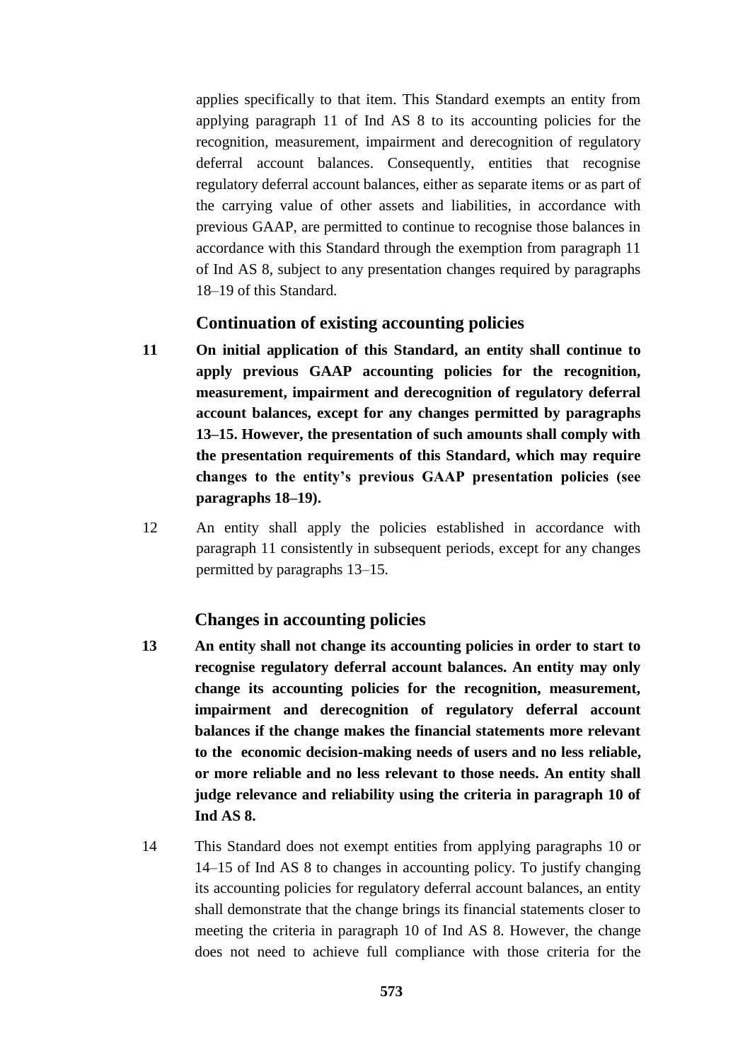applies specifically to that item. This Standard exempts an entity from applying paragraph 11 of Ind AS 8 to its accounting policies for the recognition, measurement, impairment and derecognition of regulatory deferral account balances. Consequently, entities that recognise regulatory deferral account balances, either as separate items or as part of the carrying value of other assets and liabilities, in accordance with previous GAAP, are permitted to continue to recognise those balances in accordance with this Standard through the exemption from paragraph 11 of Ind AS 8, subject to any presentation changes required by paragraphs 18–19 of this Standard.

### Continuation of existing accounting policies

11 **On initial application of this Standard, an entity shall continue to apply previous GAAP accounting policies for the recognition, measurement, impairment and derecognition of regulatory deferral account balances, except for any changes permitted by paragraphs 13–15. However, the presentation of such amounts shall comply with the presentation requirements of this Standard, which may require changes to the entity's previous GAAP presentation policies (see paragraphs 18–19).**

12 An entity shall apply the policies established in accordance with paragraph 11 consistently in subsequent periods, except for any changes permitted by paragraphs 13–15.

### Changes in accounting policies

13 **An entity shall not change its accounting policies in order to start to recognise regulatory deferral account balances. An entity may only change its accounting policies for the recognition, measurement, impairment and derecognition of regulatory deferral account balances if the change makes the financial statements more relevant to the economic decision-making needs of users and no less reliable, or more reliable and no less relevant to those needs. An entity shall judge relevance and reliability using the criteria in paragraph 10 of Ind AS 8.**

14 This Standard does not exempt entities from applying paragraphs 10 or 14–15 of Ind AS 8 to changes in accounting policy. To justify changing its accounting policies for regulatory deferral account balances, an entity shall demonstrate that the change brings its financial statements closer to meeting the criteria in paragraph 10 of Ind AS 8. However, the change does not need to achieve full compliance with those criteria for the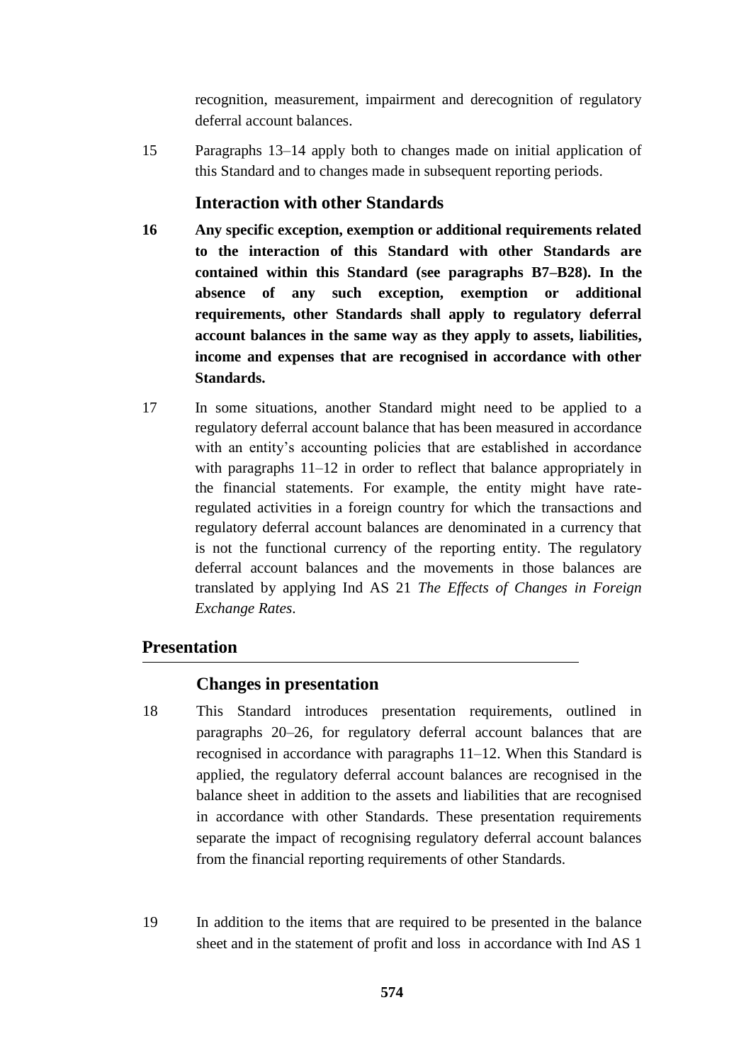recognition, measurement, impairment and derecognition of regulatory deferral account balances.

15 Paragraphs 13–14 apply both to changes made on initial application of this Standard and to changes made in subsequent reporting periods.

### Interaction with other Standards

**16 Any specific exception, exemption or additional requirements related to the interaction of this Standard with other Standards are contained within this Standard (see paragraphs B7–B28). In the absence of any such exception, exemption or additional requirements, other Standards shall apply to regulatory deferral account balances in the same way as they apply to assets, liabilities, income and expenses that are recognised in accordance with other Standards.**

17 In some situations, another Standard might need to be applied to a regulatory deferral account balance that has been measured in accordance with an entity's accounting policies that are established in accordance with paragraphs 11–12 in order to reflect that balance appropriately in the financial statements. For example, the entity might have rate-regulated activities in a foreign country for which the transactions and regulatory deferral account balances are denominated in a currency that is not the functional currency of the reporting entity. The regulatory deferral account balances and the movements in those balances are translated by applying Ind AS 21 *The Effects of Changes in Foreign Exchange Rates*.

## Presentation

### Changes in presentation

18 This Standard introduces presentation requirements, outlined in paragraphs 20–26, for regulatory deferral account balances that are recognised in accordance with paragraphs 11–12. When this Standard is applied, the regulatory deferral account balances are recognised in the balance sheet in addition to the assets and liabilities that are recognised in accordance with other Standards. These presentation requirements separate the impact of recognising regulatory deferral account balances from the financial reporting requirements of other Standards.

19 In addition to the items that are required to be presented in the balance sheet and in the statement of profit and loss in accordance with Ind AS 1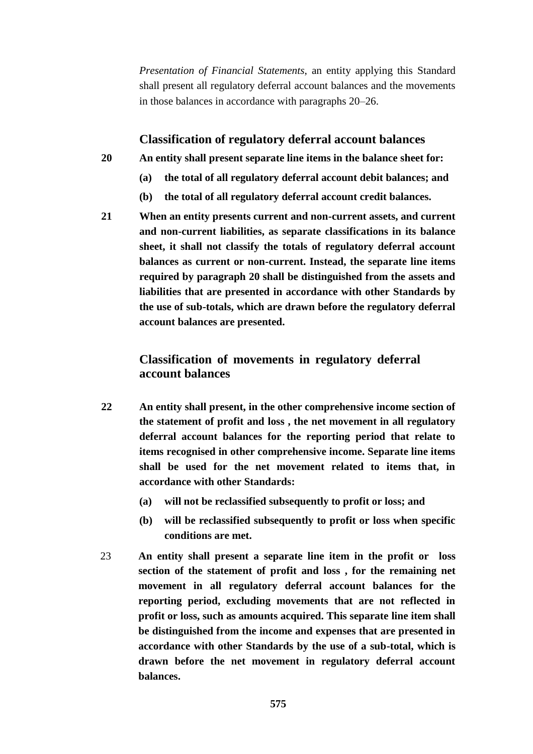*Presentation of Financial Statements*, an entity applying this Standard shall present all regulatory deferral account balances and the movements in those balances in accordance with paragraphs 20–26.

### Classification of regulatory deferral account balances

**20 An entity shall present separate line items in the balance sheet for:**

- **(a) the total of all regulatory deferral account debit balances; and**
- **(b) the total of all regulatory deferral account credit balances.**

**21 When an entity presents current and non-current assets, and current and non-current liabilities, as separate classifications in its balance sheet, it shall not classify the totals of regulatory deferral account balances as current or non-current. Instead, the separate line items required by paragraph 20 shall be distinguished from the assets and liabilities that are presented in accordance with other Standards by the use of sub-totals, which are drawn before the regulatory deferral account balances are presented.**

### Classification of movements in regulatory deferral account balances

**22 An entity shall present, in the other comprehensive income section of the statement of profit and loss , the net movement in all regulatory deferral account balances for the reporting period that relate to items recognised in other comprehensive income. Separate line items shall be used for the net movement related to items that, in accordance with other Standards:**

- **(a) will not be reclassified subsequently to profit or loss; and**
- **(b) will be reclassified subsequently to profit or loss when specific conditions are met.**

23 **An entity shall present a separate line item in the profit or loss section of the statement of profit and loss , for the remaining net movement in all regulatory deferral account balances for the reporting period, excluding movements that are not reflected in profit or loss, such as amounts acquired. This separate line item shall be distinguished from the income and expenses that are presented in accordance with other Standards by the use of a sub-total, which is drawn before the net movement in regulatory deferral account balances.**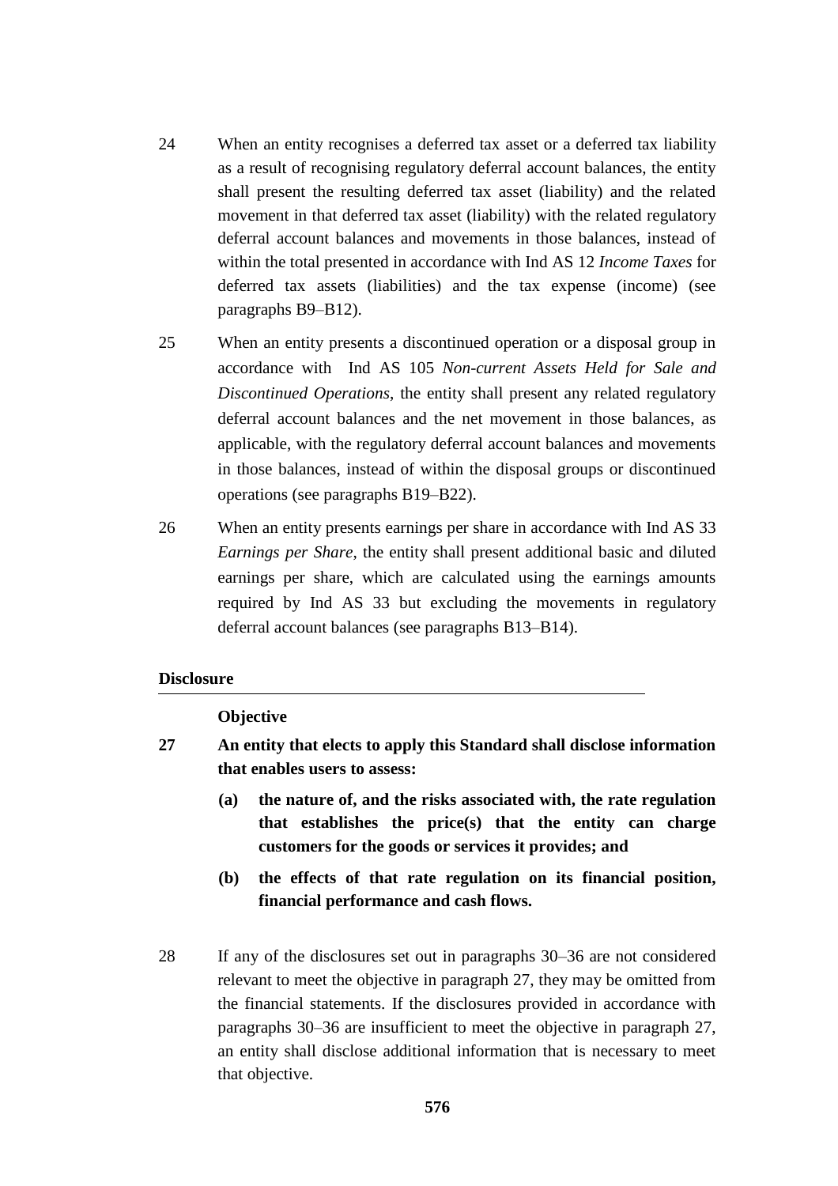24 When an entity recognises a deferred tax asset or a deferred tax liability as a result of recognising regulatory deferral account balances, the entity shall present the resulting deferred tax asset (liability) and the related movement in that deferred tax asset (liability) with the related regulatory deferral account balances and movements in those balances, instead of within the total presented in accordance with Ind AS 12 *Income Taxes* for deferred tax assets (liabilities) and the tax expense (income) (see paragraphs B9–B12).

25 When an entity presents a discontinued operation or a disposal group in accordance with Ind AS 105 *Non-current Assets Held for Sale and Discontinued Operations*, the entity shall present any related regulatory deferral account balances and the net movement in those balances, as applicable, with the regulatory deferral account balances and movements in those balances, instead of within the disposal groups or discontinued operations (see paragraphs B19–B22).

26 When an entity presents earnings per share in accordance with Ind AS 33 *Earnings per Share*, the entity shall present additional basic and diluted earnings per share, which are calculated using the earnings amounts required by Ind AS 33 but excluding the movements in regulatory deferral account balances (see paragraphs B13–B14).

## Disclosure

### Objective

**27 An entity that elects to apply this Standard shall disclose information that enables users to assess:**

**(a) the nature of, and the risks associated with, the rate regulation that establishes the price(s) that the entity can charge customers for the goods or services it provides; and**

**(b) the effects of that rate regulation on its financial position, financial performance and cash flows.**

28 If any of the disclosures set out in paragraphs 30–36 are not considered relevant to meet the objective in paragraph 27, they may be omitted from the financial statements. If the disclosures provided in accordance with paragraphs 30–36 are insufficient to meet the objective in paragraph 27, an entity shall disclose additional information that is necessary to meet that objective.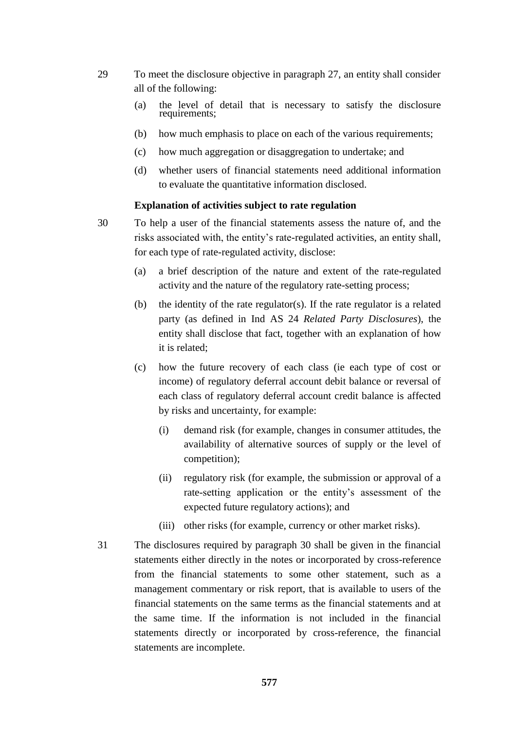29 To meet the disclosure objective in paragraph 27, an entity shall consider all of the following:

(a) the level of detail that is necessary to satisfy the disclosure requirements;

(b) how much emphasis to place on each of the various requirements;

(c) how much aggregation or disaggregation to undertake; and

(d) whether users of financial statements need additional information to evaluate the quantitative information disclosed.

**Explanation of activities subject to rate regulation**

30 To help a user of the financial statements assess the nature of, and the risks associated with, the entity's rate-regulated activities, an entity shall, for each type of rate-regulated activity, disclose:

(a) a brief description of the nature and extent of the rate-regulated activity and the nature of the regulatory rate-setting process;

(b) the identity of the rate regulator(s). If the rate regulator is a related party (as defined in Ind AS 24 *Related Party Disclosures*), the entity shall disclose that fact, together with an explanation of how it is related;

(c) how the future recovery of each class (ie each type of cost or income) of regulatory deferral account debit balance or reversal of each class of regulatory deferral account credit balance is affected by risks and uncertainty, for example:

(i) demand risk (for example, changes in consumer attitudes, the availability of alternative sources of supply or the level of competition);

(ii) regulatory risk (for example, the submission or approval of a rate-setting application or the entity's assessment of the expected future regulatory actions); and

(iii) other risks (for example, currency or other market risks).

31 The disclosures required by paragraph 30 shall be given in the financial statements either directly in the notes or incorporated by cross-reference from the financial statements to some other statement, such as a management commentary or risk report, that is available to users of the financial statements on the same terms as the financial statements and at the same time. If the information is not included in the financial statements directly or incorporated by cross-reference, the financial statements are incomplete.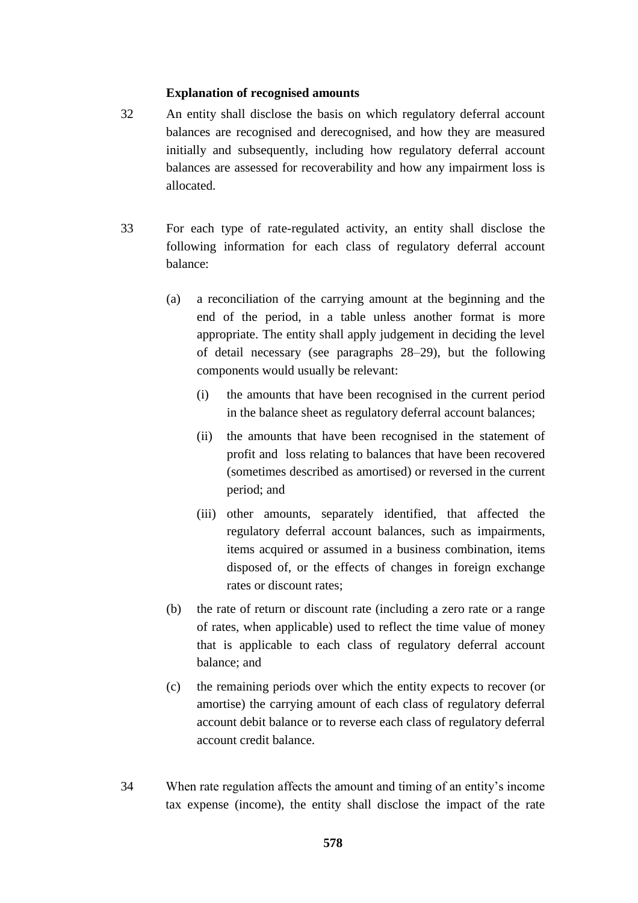### Explanation of recognised amounts

32 An entity shall disclose the basis on which regulatory deferral account balances are recognised and derecognised, and how they are measured initially and subsequently, including how regulatory deferral account balances are assessed for recoverability and how any impairment loss is allocated.

33 For each type of rate-regulated activity, an entity shall disclose the following information for each class of regulatory deferral account balance:

(a) a reconciliation of the carrying amount at the beginning and the end of the period, in a table unless another format is more appropriate. The entity shall apply judgement in deciding the level of detail necessary (see paragraphs 28–29), but the following components would usually be relevant:

   (i) the amounts that have been recognised in the current period in the balance sheet as regulatory deferral account balances;

   (ii) the amounts that have been recognised in the statement of profit and loss relating to balances that have been recovered (sometimes described as amortised) or reversed in the current period; and

   (iii) other amounts, separately identified, that affected the regulatory deferral account balances, such as impairments, items acquired or assumed in a business combination, items disposed of, or the effects of changes in foreign exchange rates or discount rates;

(b) the rate of return or discount rate (including a zero rate or a range of rates, when applicable) used to reflect the time value of money that is applicable to each class of regulatory deferral account balance; and

(c) the remaining periods over which the entity expects to recover (or amortise) the carrying amount of each class of regulatory deferral account debit balance or to reverse each class of regulatory deferral account credit balance.

34 When rate regulation affects the amount and timing of an entity's income tax expense (income), the entity shall disclose the impact of the rate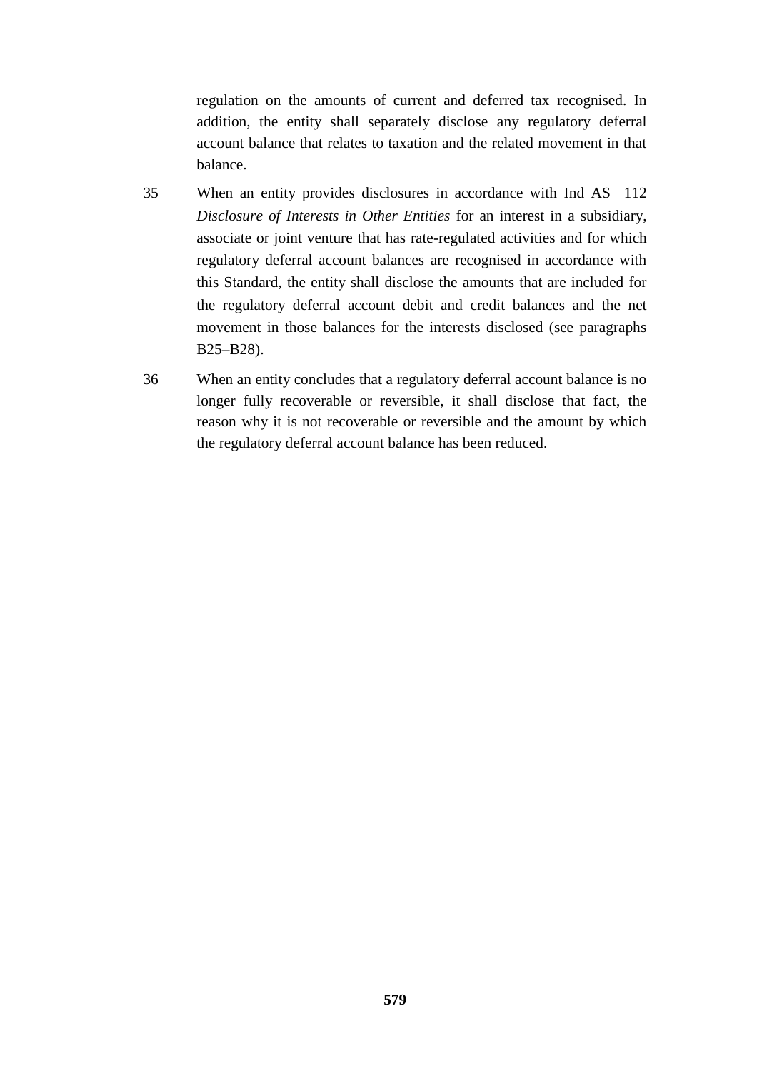regulation on the amounts of current and deferred tax recognised. In addition, the entity shall separately disclose any regulatory deferral account balance that relates to taxation and the related movement in that balance.

35 When an entity provides disclosures in accordance with Ind AS 112 *Disclosure of Interests in Other Entities* for an interest in a subsidiary, associate or joint venture that has rate-regulated activities and for which regulatory deferral account balances are recognised in accordance with this Standard, the entity shall disclose the amounts that are included for the regulatory deferral account debit and credit balances and the net movement in those balances for the interests disclosed (see paragraphs B25–B28).

36 When an entity concludes that a regulatory deferral account balance is no longer fully recoverable or reversible, it shall disclose that fact, the reason why it is not recoverable or reversible and the amount by which the regulatory deferral account balance has been reduced.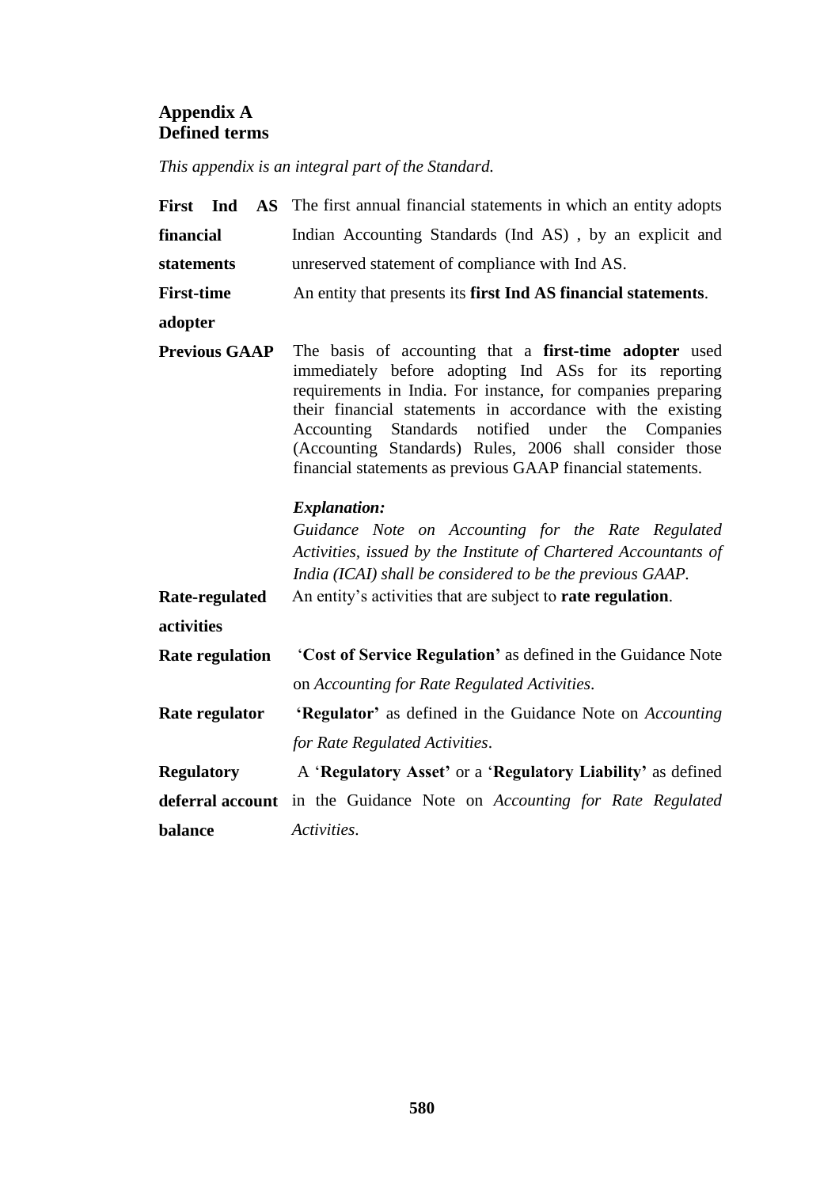## Appendix A
## Defined terms

*This appendix is an integral part of the Standard.*

| | |
|---|---|
| **First Ind AS financial statements** | The first annual financial statements in which an entity adopts Indian Accounting Standards (Ind AS) , by an explicit and unreserved statement of compliance with Ind AS. |
| **First-time adopter** | An entity that presents its **first Ind AS financial statements**. |
| **Previous GAAP** | The basis of accounting that a **first-time adopter** used immediately before adopting Ind ASs for its reporting requirements in India. For instance, for companies preparing their financial statements in accordance with the existing Accounting Standards notified under the Companies (Accounting Standards) Rules, 2006 shall consider those financial statements as previous GAAP financial statements.<br><br>***Explanation:***<br>*Guidance Note on Accounting for the Rate Regulated Activities, issued by the Institute of Chartered Accountants of India (ICAI) shall be considered to be the previous GAAP.* |
| **Rate-regulated activities** | An entity's activities that are subject to **rate regulation**. |
| **Rate regulation** | '**Cost of Service Regulation**' as defined in the Guidance Note on *Accounting for Rate Regulated Activities*. |
| **Rate regulator** | **'Regulator'** as defined in the Guidance Note on *Accounting for Rate Regulated Activities*. |
| **Regulatory deferral account balance** | A '**Regulatory Asset'** or a '**Regulatory Liability'** as defined in the Guidance Note on *Accounting for Rate Regulated Activities*. |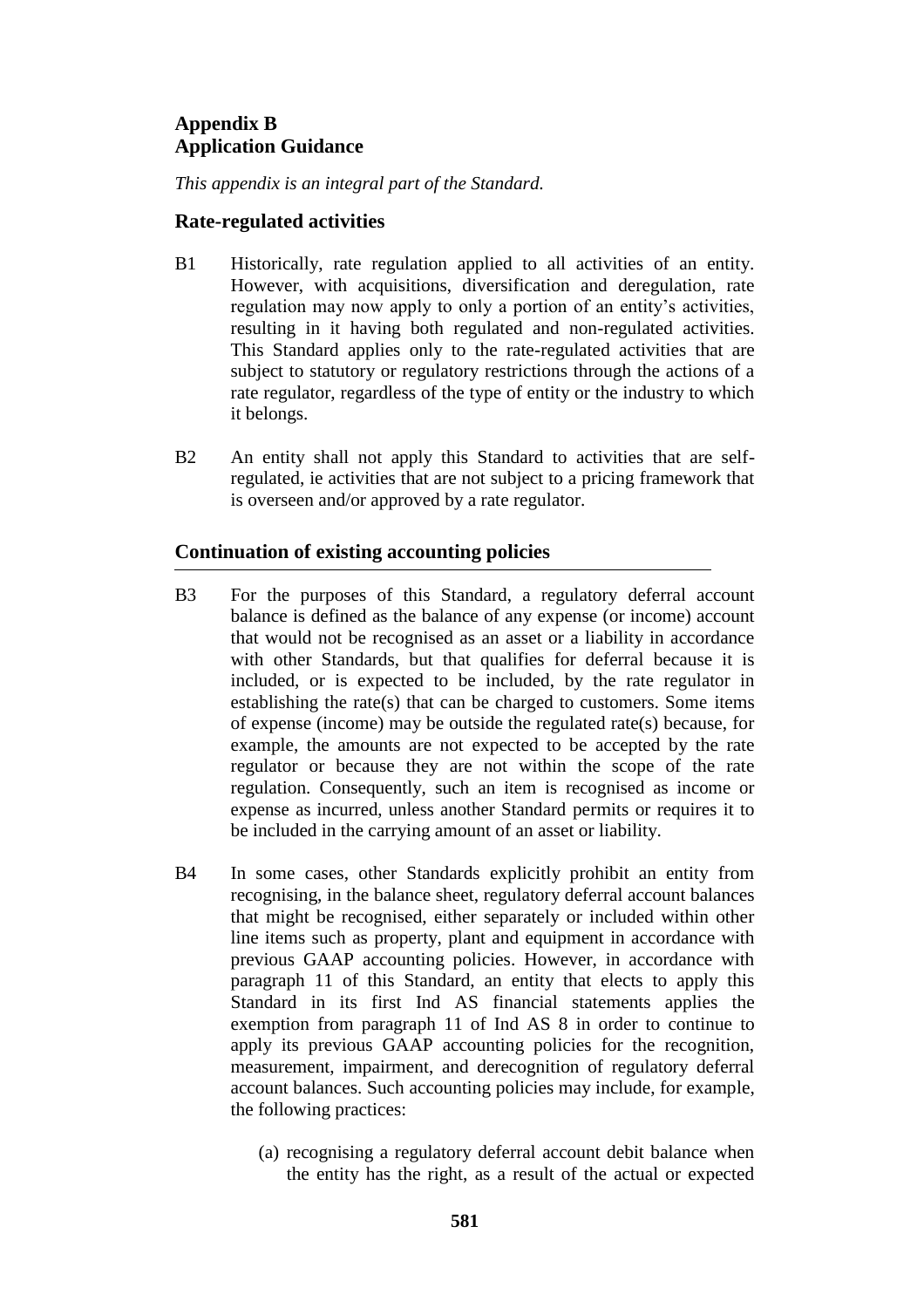## Appendix B
## Application Guidance

*This appendix is an integral part of the Standard.*

### Rate-regulated activities

B1 Historically, rate regulation applied to all activities of an entity. However, with acquisitions, diversification and deregulation, rate regulation may now apply to only a portion of an entity's activities, resulting in it having both regulated and non-regulated activities. This Standard applies only to the rate-regulated activities that are subject to statutory or regulatory restrictions through the actions of a rate regulator, regardless of the type of entity or the industry to which it belongs.

B2 An entity shall not apply this Standard to activities that are self-regulated, ie activities that are not subject to a pricing framework that is overseen and/or approved by a rate regulator.

### Continuation of existing accounting policies

B3 For the purposes of this Standard, a regulatory deferral account balance is defined as the balance of any expense (or income) account that would not be recognised as an asset or a liability in accordance with other Standards, but that qualifies for deferral because it is included, or is expected to be included, by the rate regulator in establishing the rate(s) that can be charged to customers. Some items of expense (income) may be outside the regulated rate(s) because, for example, the amounts are not expected to be accepted by the rate regulator or because they are not within the scope of the rate regulation. Consequently, such an item is recognised as income or expense as incurred, unless another Standard permits or requires it to be included in the carrying amount of an asset or liability.

B4 In some cases, other Standards explicitly prohibit an entity from recognising, in the balance sheet, regulatory deferral account balances that might be recognised, either separately or included within other line items such as property, plant and equipment in accordance with previous GAAP accounting policies. However, in accordance with paragraph 11 of this Standard, an entity that elects to apply this Standard in its first Ind AS financial statements applies the exemption from paragraph 11 of Ind AS 8 in order to continue to apply its previous GAAP accounting policies for the recognition, measurement, impairment, and derecognition of regulatory deferral account balances. Such accounting policies may include, for example, the following practices:

(a) recognising a regulatory deferral account debit balance when the entity has the right, as a result of the actual or expected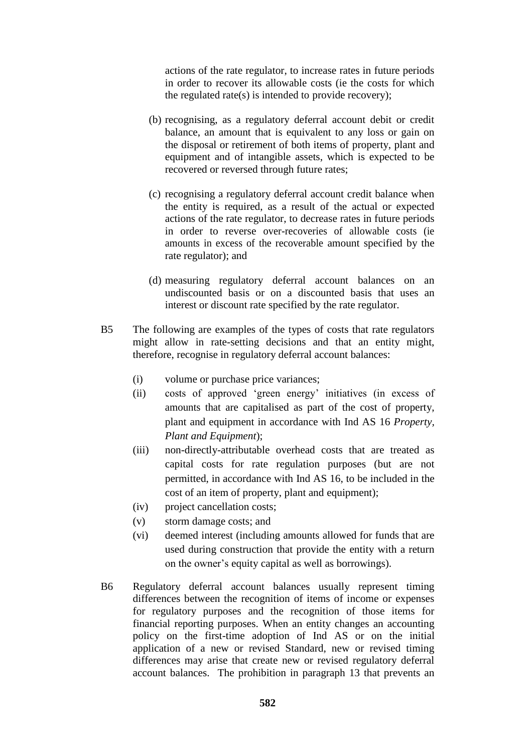actions of the rate regulator, to increase rates in future periods in order to recover its allowable costs (ie the costs for which the regulated rate(s) is intended to provide recovery);

(b) recognising, as a regulatory deferral account debit or credit balance, an amount that is equivalent to any loss or gain on the disposal or retirement of both items of property, plant and equipment and of intangible assets, which is expected to be recovered or reversed through future rates;

(c) recognising a regulatory deferral account credit balance when the entity is required, as a result of the actual or expected actions of the rate regulator, to decrease rates in future periods in order to reverse over-recoveries of allowable costs (ie amounts in excess of the recoverable amount specified by the rate regulator); and

(d) measuring regulatory deferral account balances on an undiscounted basis or on a discounted basis that uses an interest or discount rate specified by the rate regulator.

B5 The following are examples of the types of costs that rate regulators might allow in rate-setting decisions and that an entity might, therefore, recognise in regulatory deferral account balances:

(i) volume or purchase price variances;

(ii) costs of approved 'green energy' initiatives (in excess of amounts that are capitalised as part of the cost of property, plant and equipment in accordance with Ind AS 16 *Property, Plant and Equipment*);

(iii) non-directly-attributable overhead costs that are treated as capital costs for rate regulation purposes (but are not permitted, in accordance with Ind AS 16, to be included in the cost of an item of property, plant and equipment);

(iv) project cancellation costs;

(v) storm damage costs; and

(vi) deemed interest (including amounts allowed for funds that are used during construction that provide the entity with a return on the owner's equity capital as well as borrowings).

B6 Regulatory deferral account balances usually represent timing differences between the recognition of items of income or expenses for regulatory purposes and the recognition of those items for financial reporting purposes. When an entity changes an accounting policy on the first-time adoption of Ind AS or on the initial application of a new or revised Standard, new or revised timing differences may arise that create new or revised regulatory deferral account balances. The prohibition in paragraph 13 that prevents an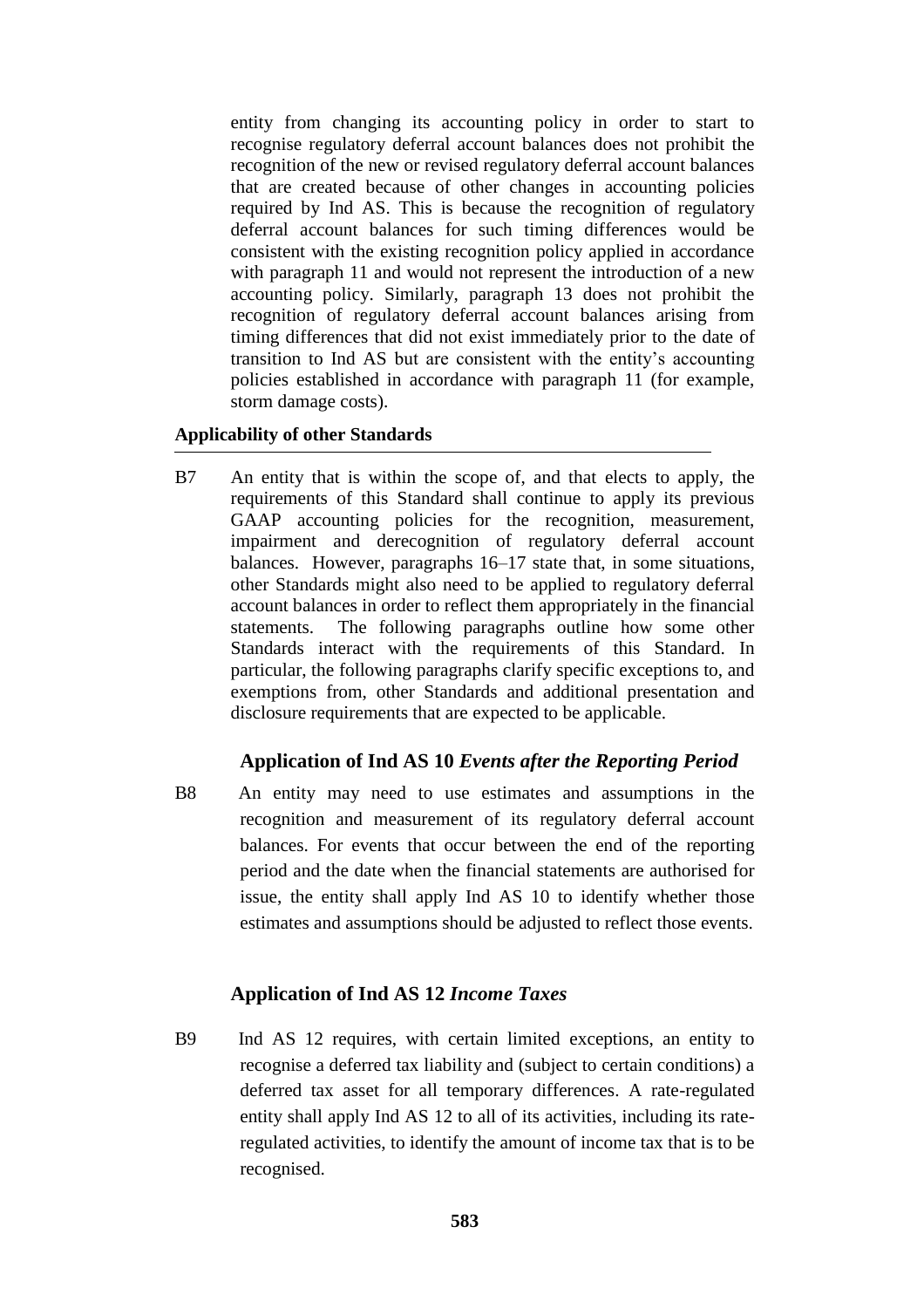entity from changing its accounting policy in order to start to recognise regulatory deferral account balances does not prohibit the recognition of the new or revised regulatory deferral account balances that are created because of other changes in accounting policies required by Ind AS. This is because the recognition of regulatory deferral account balances for such timing differences would be consistent with the existing recognition policy applied in accordance with paragraph 11 and would not represent the introduction of a new accounting policy. Similarly, paragraph 13 does not prohibit the recognition of regulatory deferral account balances arising from timing differences that did not exist immediately prior to the date of transition to Ind AS but are consistent with the entity's accounting policies established in accordance with paragraph 11 (for example, storm damage costs).

**Applicability of other Standards**

B7 An entity that is within the scope of, and that elects to apply, the requirements of this Standard shall continue to apply its previous GAAP accounting policies for the recognition, measurement, impairment and derecognition of regulatory deferral account balances. However, paragraphs 16–17 state that, in some situations, other Standards might also need to be applied to regulatory deferral account balances in order to reflect them appropriately in the financial statements. The following paragraphs outline how some other Standards interact with the requirements of this Standard. In particular, the following paragraphs clarify specific exceptions to, and exemptions from, other Standards and additional presentation and disclosure requirements that are expected to be applicable.

### Application of Ind AS 10 *Events after the Reporting Period*

B8 An entity may need to use estimates and assumptions in the recognition and measurement of its regulatory deferral account balances. For events that occur between the end of the reporting period and the date when the financial statements are authorised for issue, the entity shall apply Ind AS 10 to identify whether those estimates and assumptions should be adjusted to reflect those events.

### Application of Ind AS 12 *Income Taxes*

B9 Ind AS 12 requires, with certain limited exceptions, an entity to recognise a deferred tax liability and (subject to certain conditions) a deferred tax asset for all temporary differences. A rate-regulated entity shall apply Ind AS 12 to all of its activities, including its rate-regulated activities, to identify the amount of income tax that is to be recognised.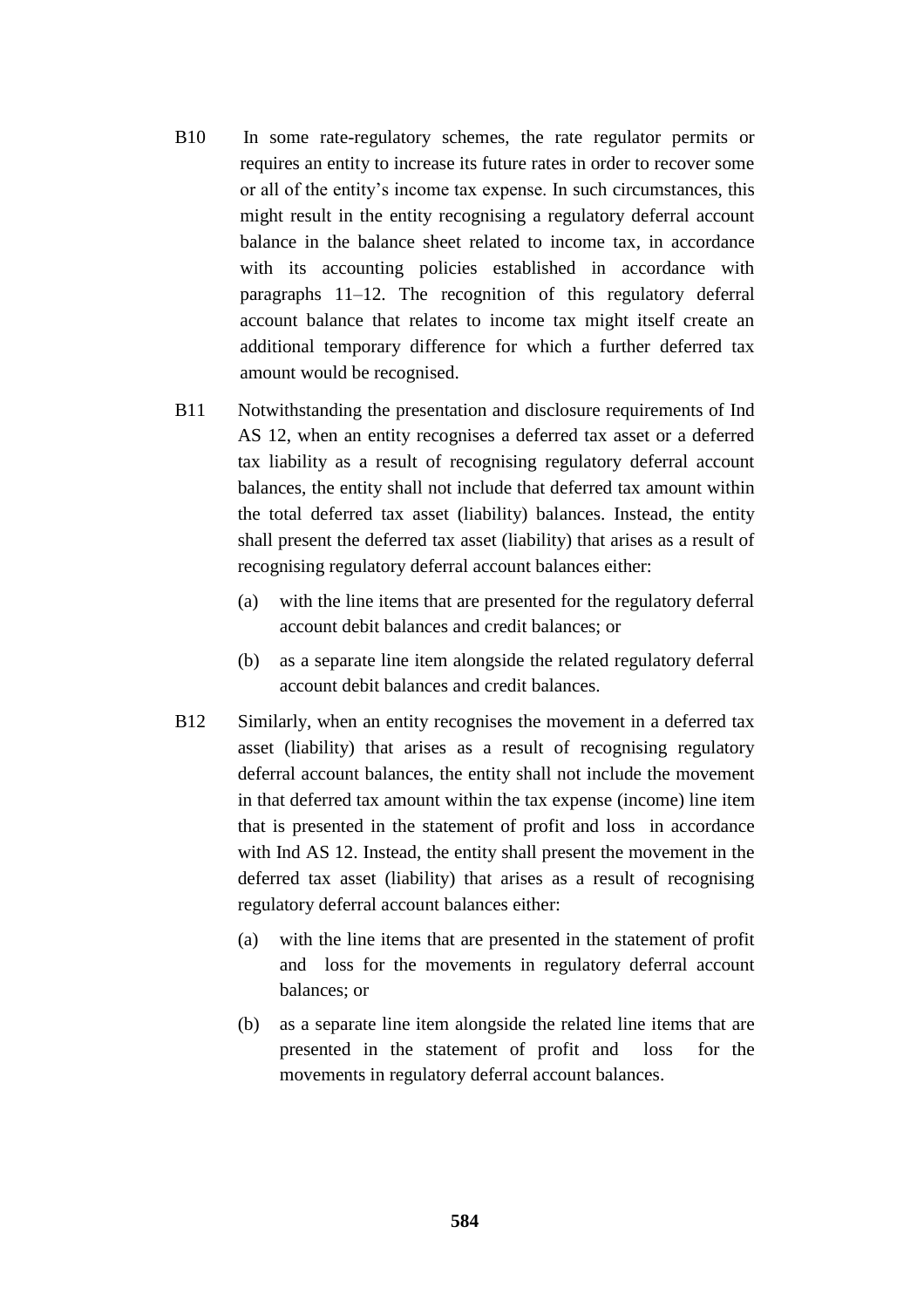B10 In some rate-regulatory schemes, the rate regulator permits or requires an entity to increase its future rates in order to recover some or all of the entity's income tax expense. In such circumstances, this might result in the entity recognising a regulatory deferral account balance in the balance sheet related to income tax, in accordance with its accounting policies established in accordance with paragraphs 11–12. The recognition of this regulatory deferral account balance that relates to income tax might itself create an additional temporary difference for which a further deferred tax amount would be recognised.

B11 Notwithstanding the presentation and disclosure requirements of Ind AS 12, when an entity recognises a deferred tax asset or a deferred tax liability as a result of recognising regulatory deferral account balances, the entity shall not include that deferred tax amount within the total deferred tax asset (liability) balances. Instead, the entity shall present the deferred tax asset (liability) that arises as a result of recognising regulatory deferral account balances either:

(a) with the line items that are presented for the regulatory deferral account debit balances and credit balances; or

(b) as a separate line item alongside the related regulatory deferral account debit balances and credit balances.

B12 Similarly, when an entity recognises the movement in a deferred tax asset (liability) that arises as a result of recognising regulatory deferral account balances, the entity shall not include the movement in that deferred tax amount within the tax expense (income) line item that is presented in the statement of profit and loss in accordance with Ind AS 12. Instead, the entity shall present the movement in the deferred tax asset (liability) that arises as a result of recognising regulatory deferral account balances either:

(a) with the line items that are presented in the statement of profit and loss for the movements in regulatory deferral account balances; or

(b) as a separate line item alongside the related line items that are presented in the statement of profit and loss for the movements in regulatory deferral account balances.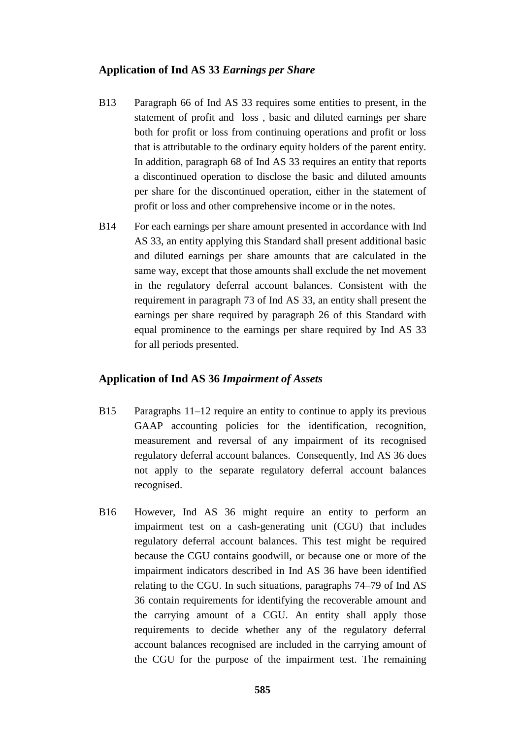## Application of Ind AS 33 *Earnings per Share*

B13 Paragraph 66 of Ind AS 33 requires some entities to present, in the statement of profit and loss , basic and diluted earnings per share both for profit or loss from continuing operations and profit or loss that is attributable to the ordinary equity holders of the parent entity. In addition, paragraph 68 of Ind AS 33 requires an entity that reports a discontinued operation to disclose the basic and diluted amounts per share for the discontinued operation, either in the statement of profit or loss and other comprehensive income or in the notes.

B14 For each earnings per share amount presented in accordance with Ind AS 33, an entity applying this Standard shall present additional basic and diluted earnings per share amounts that are calculated in the same way, except that those amounts shall exclude the net movement in the regulatory deferral account balances. Consistent with the requirement in paragraph 73 of Ind AS 33, an entity shall present the earnings per share required by paragraph 26 of this Standard with equal prominence to the earnings per share required by Ind AS 33 for all periods presented.

## Application of Ind AS 36 *Impairment of Assets*

B15 Paragraphs 11–12 require an entity to continue to apply its previous GAAP accounting policies for the identification, recognition, measurement and reversal of any impairment of its recognised regulatory deferral account balances. Consequently, Ind AS 36 does not apply to the separate regulatory deferral account balances recognised.

B16 However, Ind AS 36 might require an entity to perform an impairment test on a cash-generating unit (CGU) that includes regulatory deferral account balances. This test might be required because the CGU contains goodwill, or because one or more of the impairment indicators described in Ind AS 36 have been identified relating to the CGU. In such situations, paragraphs 74–79 of Ind AS 36 contain requirements for identifying the recoverable amount and the carrying amount of a CGU. An entity shall apply those requirements to decide whether any of the regulatory deferral account balances recognised are included in the carrying amount of the CGU for the purpose of the impairment test. The remaining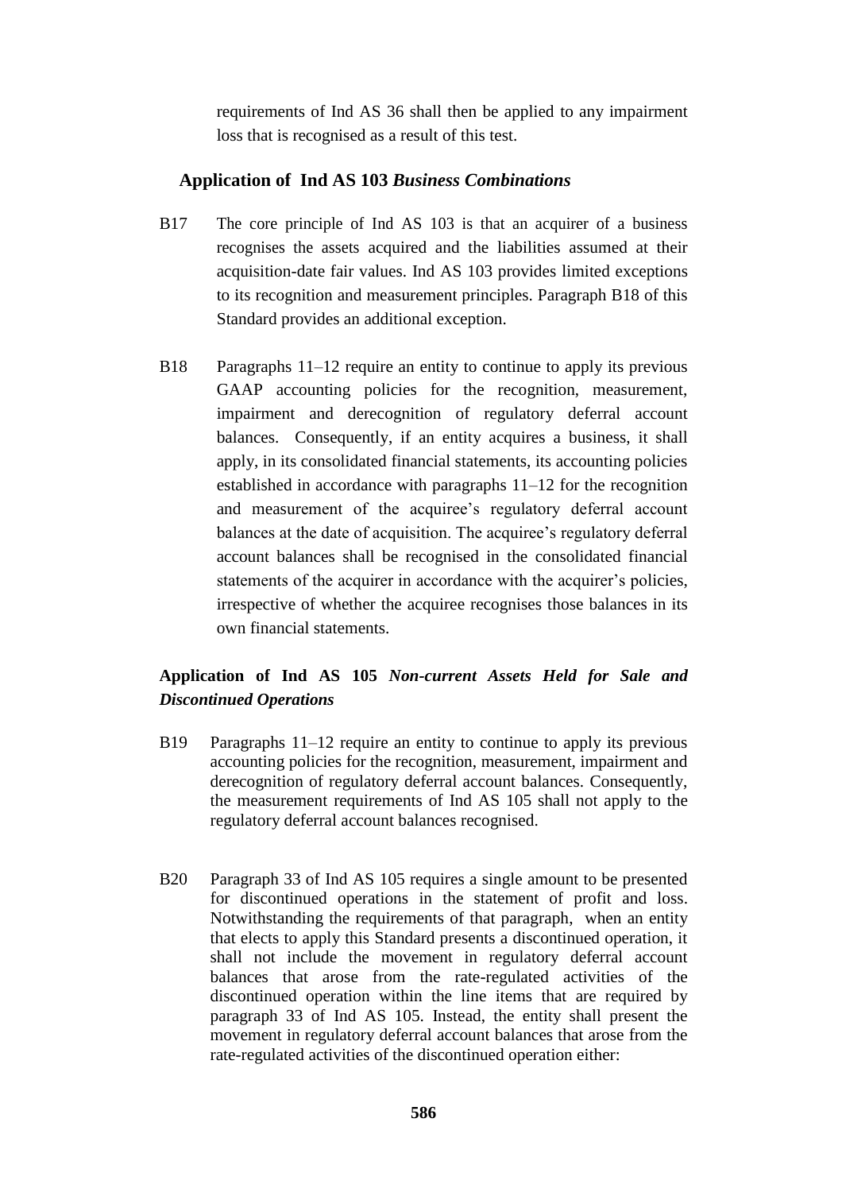requirements of Ind AS 36 shall then be applied to any impairment loss that is recognised as a result of this test.

## Application of Ind AS 103 *Business Combinations*

B17 The core principle of Ind AS 103 is that an acquirer of a business recognises the assets acquired and the liabilities assumed at their acquisition-date fair values. Ind AS 103 provides limited exceptions to its recognition and measurement principles. Paragraph B18 of this Standard provides an additional exception.

B18 Paragraphs 11–12 require an entity to continue to apply its previous GAAP accounting policies for the recognition, measurement, impairment and derecognition of regulatory deferral account balances. Consequently, if an entity acquires a business, it shall apply, in its consolidated financial statements, its accounting policies established in accordance with paragraphs 11–12 for the recognition and measurement of the acquiree's regulatory deferral account balances at the date of acquisition. The acquiree's regulatory deferral account balances shall be recognised in the consolidated financial statements of the acquirer in accordance with the acquirer's policies, irrespective of whether the acquiree recognises those balances in its own financial statements.

## Application of Ind AS 105 *Non-current Assets Held for Sale and Discontinued Operations*

B19 Paragraphs 11–12 require an entity to continue to apply its previous accounting policies for the recognition, measurement, impairment and derecognition of regulatory deferral account balances. Consequently, the measurement requirements of Ind AS 105 shall not apply to the regulatory deferral account balances recognised.

B20 Paragraph 33 of Ind AS 105 requires a single amount to be presented for discontinued operations in the statement of profit and loss. Notwithstanding the requirements of that paragraph, when an entity that elects to apply this Standard presents a discontinued operation, it shall not include the movement in regulatory deferral account balances that arose from the rate-regulated activities of the discontinued operation within the line items that are required by paragraph 33 of Ind AS 105. Instead, the entity shall present the movement in regulatory deferral account balances that arose from the rate-regulated activities of the discontinued operation either: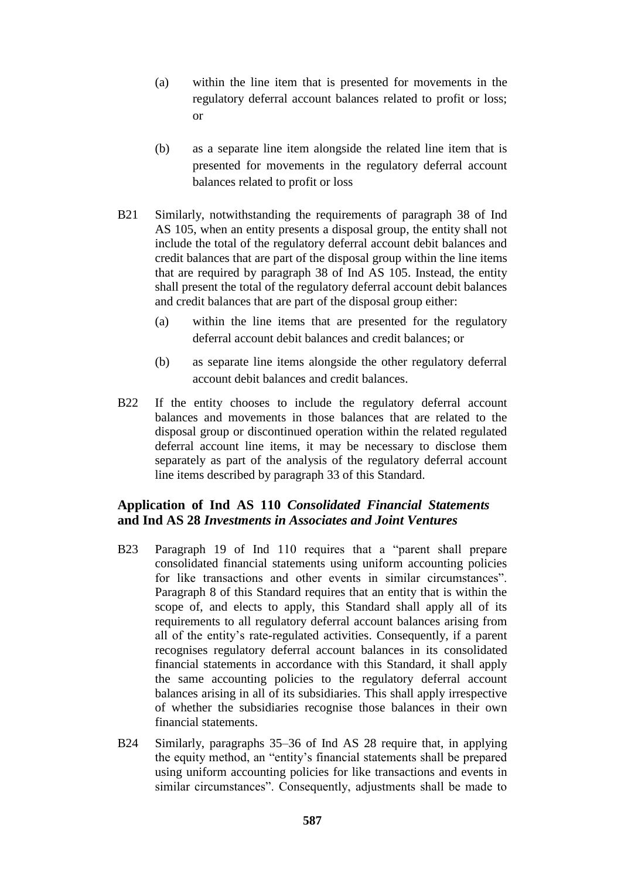(a) within the line item that is presented for movements in the regulatory deferral account balances related to profit or loss; or

(b) as a separate line item alongside the related line item that is presented for movements in the regulatory deferral account balances related to profit or loss

B21 Similarly, notwithstanding the requirements of paragraph 38 of Ind AS 105, when an entity presents a disposal group, the entity shall not include the total of the regulatory deferral account debit balances and credit balances that are part of the disposal group within the line items that are required by paragraph 38 of Ind AS 105. Instead, the entity shall present the total of the regulatory deferral account debit balances and credit balances that are part of the disposal group either:

(a) within the line items that are presented for the regulatory deferral account debit balances and credit balances; or

(b) as separate line items alongside the other regulatory deferral account debit balances and credit balances.

B22 If the entity chooses to include the regulatory deferral account balances and movements in those balances that are related to the disposal group or discontinued operation within the related regulated deferral account line items, it may be necessary to disclose them separately as part of the analysis of the regulatory deferral account line items described by paragraph 33 of this Standard.

### Application of Ind AS 110 *Consolidated Financial Statements* and Ind AS 28 *Investments in Associates and Joint Ventures*

B23 Paragraph 19 of Ind 110 requires that a "parent shall prepare consolidated financial statements using uniform accounting policies for like transactions and other events in similar circumstances". Paragraph 8 of this Standard requires that an entity that is within the scope of, and elects to apply, this Standard shall apply all of its requirements to all regulatory deferral account balances arising from all of the entity's rate-regulated activities. Consequently, if a parent recognises regulatory deferral account balances in its consolidated financial statements in accordance with this Standard, it shall apply the same accounting policies to the regulatory deferral account balances arising in all of its subsidiaries. This shall apply irrespective of whether the subsidiaries recognise those balances in their own financial statements.

B24 Similarly, paragraphs 35–36 of Ind AS 28 require that, in applying the equity method, an "entity's financial statements shall be prepared using uniform accounting policies for like transactions and events in similar circumstances". Consequently, adjustments shall be made to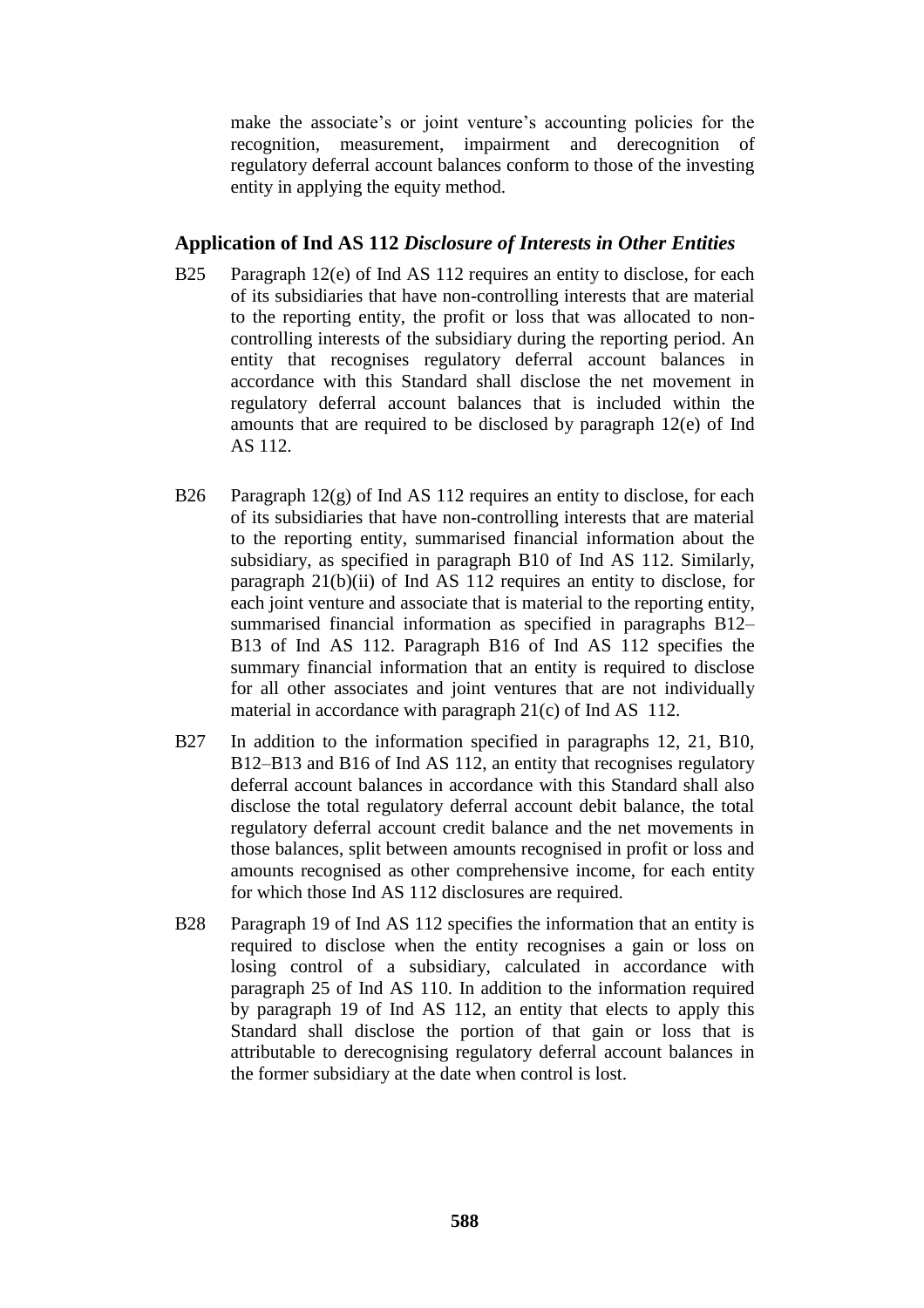make the associate's or joint venture's accounting policies for the recognition, measurement, impairment and derecognition of regulatory deferral account balances conform to those of the investing entity in applying the equity method.

## Application of Ind AS 112 *Disclosure of Interests in Other Entities*

B25 Paragraph 12(e) of Ind AS 112 requires an entity to disclose, for each of its subsidiaries that have non-controlling interests that are material to the reporting entity, the profit or loss that was allocated to non-controlling interests of the subsidiary during the reporting period. An entity that recognises regulatory deferral account balances in accordance with this Standard shall disclose the net movement in regulatory deferral account balances that is included within the amounts that are required to be disclosed by paragraph 12(e) of Ind AS 112.

B26 Paragraph 12(g) of Ind AS 112 requires an entity to disclose, for each of its subsidiaries that have non-controlling interests that are material to the reporting entity, summarised financial information about the subsidiary, as specified in paragraph B10 of Ind AS 112. Similarly, paragraph 21(b)(ii) of Ind AS 112 requires an entity to disclose, for each joint venture and associate that is material to the reporting entity, summarised financial information as specified in paragraphs B12–B13 of Ind AS 112. Paragraph B16 of Ind AS 112 specifies the summary financial information that an entity is required to disclose for all other associates and joint ventures that are not individually material in accordance with paragraph 21(c) of Ind AS 112.

B27 In addition to the information specified in paragraphs 12, 21, B10, B12–B13 and B16 of Ind AS 112, an entity that recognises regulatory deferral account balances in accordance with this Standard shall also disclose the total regulatory deferral account debit balance, the total regulatory deferral account credit balance and the net movements in those balances, split between amounts recognised in profit or loss and amounts recognised as other comprehensive income, for each entity for which those Ind AS 112 disclosures are required.

B28 Paragraph 19 of Ind AS 112 specifies the information that an entity is required to disclose when the entity recognises a gain or loss on losing control of a subsidiary, calculated in accordance with paragraph 25 of Ind AS 110. In addition to the information required by paragraph 19 of Ind AS 112, an entity that elects to apply this Standard shall disclose the portion of that gain or loss that is attributable to derecognising regulatory deferral account balances in the former subsidiary at the date when control is lost.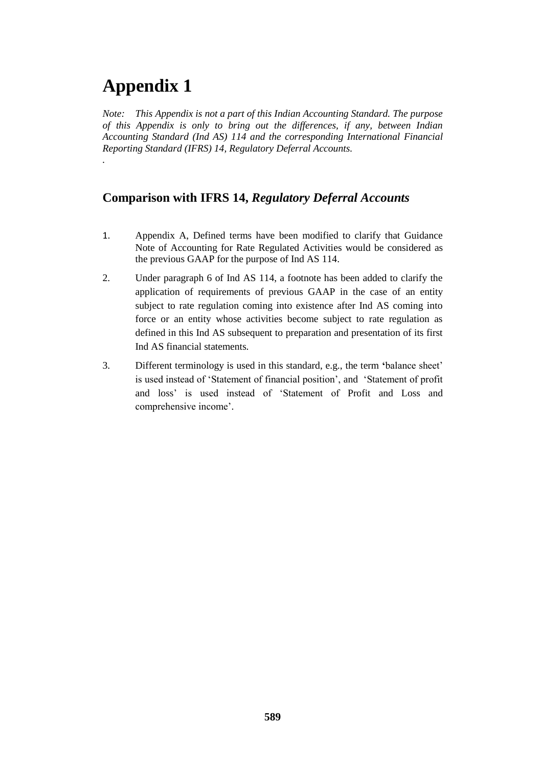# Appendix 1

*Note: This Appendix is not a part of this Indian Accounting Standard. The purpose of this Appendix is only to bring out the differences, if any, between Indian Accounting Standard (Ind AS) 114 and the corresponding International Financial Reporting Standard (IFRS) 14, Regulatory Deferral Accounts.*

.

## Comparison with IFRS 14, *Regulatory Deferral Accounts*

1. Appendix A, Defined terms have been modified to clarify that Guidance Note of Accounting for Rate Regulated Activities would be considered as the previous GAAP for the purpose of Ind AS 114.

2. Under paragraph 6 of Ind AS 114, a footnote has been added to clarify the application of requirements of previous GAAP in the case of an entity subject to rate regulation coming into existence after Ind AS coming into force or an entity whose activities become subject to rate regulation as defined in this Ind AS subsequent to preparation and presentation of its first Ind AS financial statements.

3. Different terminology is used in this standard, e.g., the term 'balance sheet' is used instead of 'Statement of financial position', and 'Statement of profit and loss' is used instead of 'Statement of Profit and Loss and comprehensive income'.